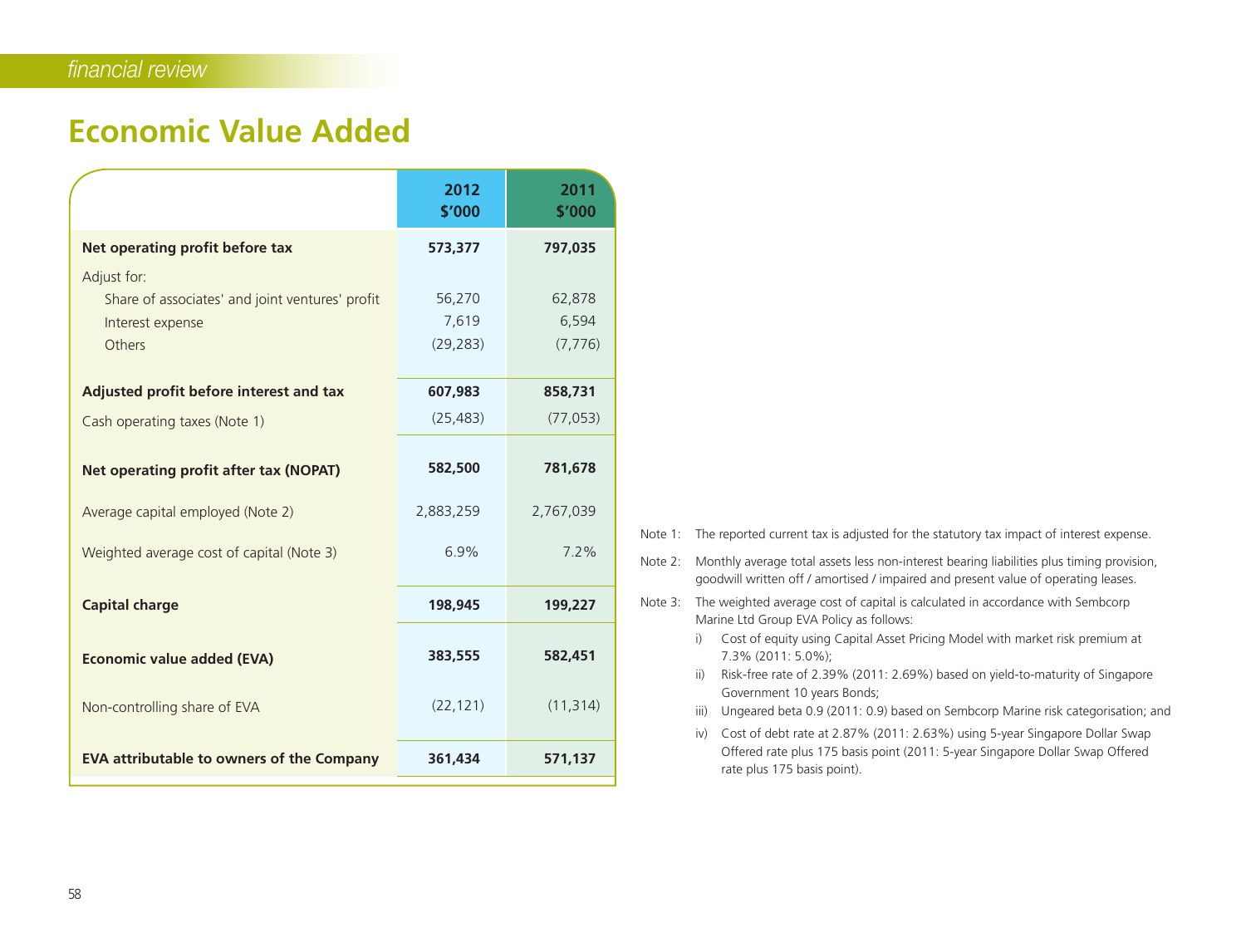## Economic Value Added

| | 2012 $'000 | 2011 $'000 |
|---|---|---|
| **Net operating profit before tax** | **573,377** | **797,035** |
| Adjust for: | | |
| Share of associates' and joint ventures' profit | 56,270 | 62,878 |
| Interest expense | 7,619 | 6,594 |
| Others | (29,283) | (7,776) |
| **Adjusted profit before interest and tax** | **607,983** | **858,731** |
| Cash operating taxes (Note 1) | (25,483) | (77,053) |
| **Net operating profit after tax (NOPAT)** | **582,500** | **781,678** |
| Average capital employed (Note 2) | 2,883,259 | 2,767,039 |
| Weighted average cost of capital (Note 3) | 6.9% | 7.2% |
| **Capital charge** | **198,945** | **199,227** |
| **Economic value added (EVA)** | **383,555** | **582,451** |
| Non-controlling share of EVA | (22,121) | (11,314) |
| **EVA attributable to owners of the Company** | **361,434** | **571,137** |

Note 1: The reported current tax is adjusted for the statutory tax impact of interest expense.

Note 2: Monthly average total assets less non-interest bearing liabilities plus timing provision, goodwill written off / amortised / impaired and present value of operating leases.

Note 3: The weighted average cost of capital is calculated in accordance with Sembcorp Marine Ltd Group EVA Policy as follows:

i) Cost of equity using Capital Asset Pricing Model with market risk premium at 7.3% (2011: 5.0%);

ii) Risk-free rate of 2.39% (2011: 2.69%) based on yield-to-maturity of Singapore Government 10 years Bonds;

iii) Ungeared beta 0.9 (2011: 0.9) based on Sembcorp Marine risk categorisation; and

iv) Cost of debt rate at 2.87% (2011: 2.63%) using 5-year Singapore Dollar Swap Offered rate plus 175 basis point (2011: 5-year Singapore Dollar Swap Offered rate plus 175 basis point).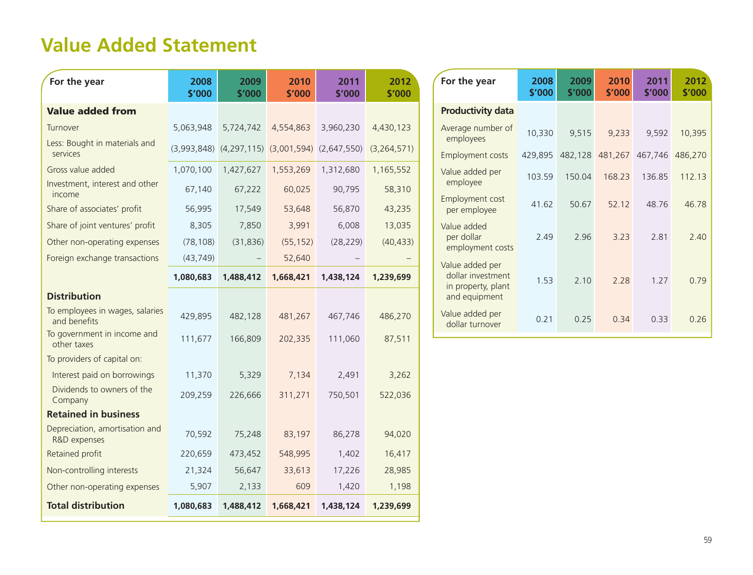# Value Added Statement

| For the year | 2008 $'000 | 2009 $'000 | 2010 $'000 | 2011 $'000 | 2012 $'000 |
|---|---|---|---|---|---|
| **Value added from** | | | | | |
| Turnover | 5,063,948 | 5,724,742 | 4,554,863 | 3,960,230 | 4,430,123 |
| Less: Bought in materials and services | (3,993,848) | (4,297,115) | (3,001,594) | (2,647,550) | (3,264,571) |
| Gross value added | 1,070,100 | 1,427,627 | 1,553,269 | 1,312,680 | 1,165,552 |
| Investment, interest and other income | 67,140 | 67,222 | 60,025 | 90,795 | 58,310 |
| Share of associates' profit | 56,995 | 17,549 | 53,648 | 56,870 | 43,235 |
| Share of joint ventures' profit | 8,305 | 7,850 | 3,991 | 6,008 | 13,035 |
| Other non-operating expenses | (78,108) | (31,836) | (55,152) | (28,229) | (40,433) |
| Foreign exchange transactions | (43,749) | – | 52,640 | – | – |
| | **1,080,683** | **1,488,412** | **1,668,421** | **1,438,124** | **1,239,699** |
| **Distribution** | | | | | |
| To employees in wages, salaries and benefits | 429,895 | 482,128 | 481,267 | 467,746 | 486,270 |
| To government in income and other taxes | 111,677 | 166,809 | 202,335 | 111,060 | 87,511 |
| To providers of capital on: | | | | | |
| Interest paid on borrowings | 11,370 | 5,329 | 7,134 | 2,491 | 3,262 |
| Dividends to owners of the Company | 209,259 | 226,666 | 311,271 | 750,501 | 522,036 |
| **Retained in business** | | | | | |
| Depreciation, amortisation and R&D expenses | 70,592 | 75,248 | 83,197 | 86,278 | 94,020 |
| Retained profit | 220,659 | 473,452 | 548,995 | 1,402 | 16,417 |
| Non-controlling interests | 21,324 | 56,647 | 33,613 | 17,226 | 28,985 |
| Other non-operating expenses | 5,907 | 2,133 | 609 | 1,420 | 1,198 |
| **Total distribution** | **1,080,683** | **1,488,412** | **1,668,421** | **1,438,124** | **1,239,699** |

| For the year | 2008 $'000 | 2009 $'000 | 2010 $'000 | 2011 $'000 | 2012 $'000 |
|---|---|---|---|---|---|
| **Productivity data** | | | | | |
| Average number of employees | 10,330 | 9,515 | 9,233 | 9,592 | 10,395 |
| Employment costs | 429,895 | 482,128 | 481,267 | 467,746 | 486,270 |
| Value added per employee | 103.59 | 150.04 | 168.23 | 136.85 | 112.13 |
| Employment cost per employee | 41.62 | 50.67 | 52.12 | 48.76 | 46.78 |
| Value added per dollar employment costs | 2.49 | 2.96 | 3.23 | 2.81 | 2.40 |
| Value added per dollar investment in property, plant and equipment | 1.53 | 2.10 | 2.28 | 1.27 | 0.79 |
| Value added per dollar turnover | 0.21 | 0.25 | 0.34 | 0.33 | 0.26 |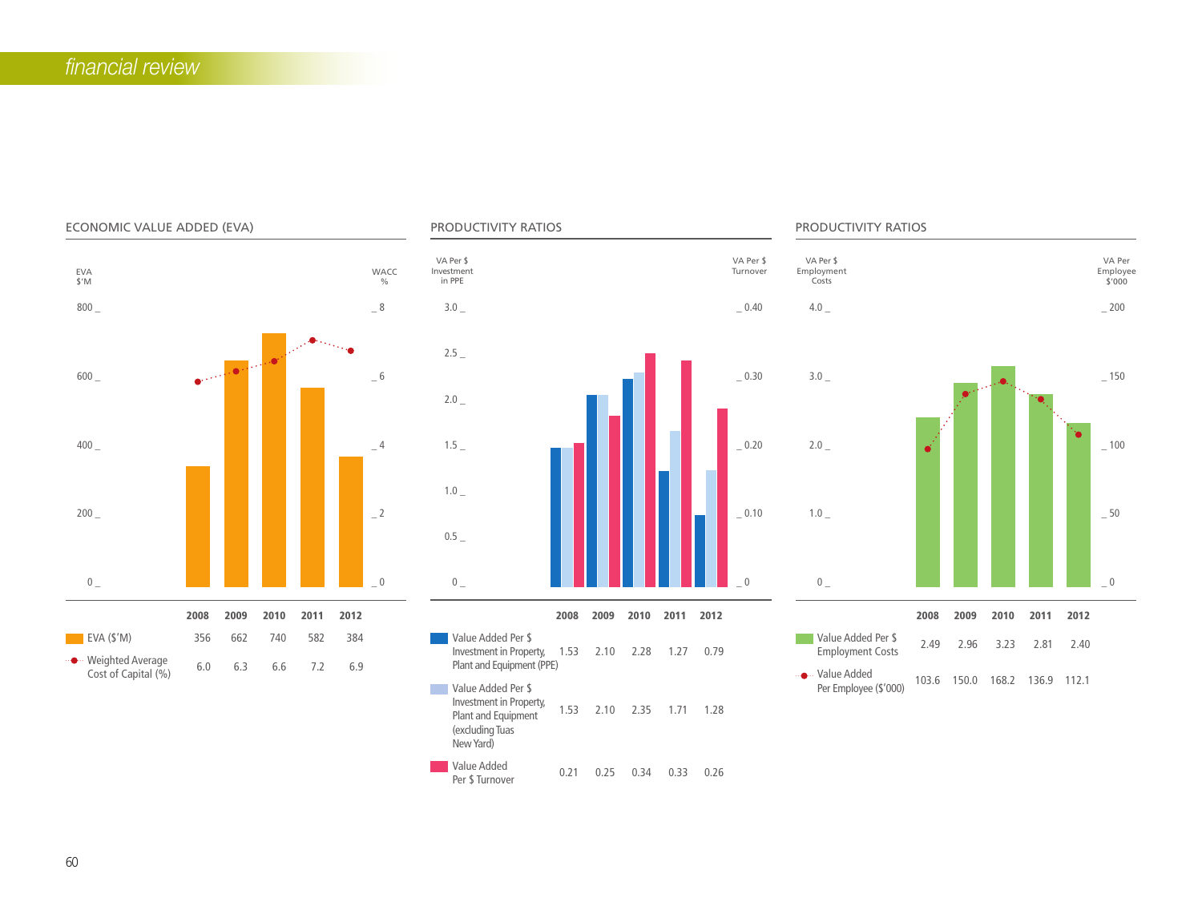## ECONOMIC VALUE ADDED (EVA)

| | 2008 | 2009 | 2010 | 2011 | 2012 |
|---|---|---|---|---|---|
| EVA ($'M) | 356 | 662 | 740 | 582 | 384 |
| Weighted Average Cost of Capital (%) | 6.0 | 6.3 | 6.6 | 7.2 | 6.9 |

## PRODUCTIVITY RATIOS

| | 2008 | 2009 | 2010 | 2011 | 2012 |
|---|---|---|---|---|---|
| Value Added Per $ Investment in Property, Plant and Equipment (PPE) | 1.53 | 2.10 | 2.28 | 1.27 | 0.79 |
| Value Added Per $ Investment in Property, Plant and Equipment (excluding Tuas New Yard) | 1.53 | 2.10 | 2.35 | 1.71 | 1.28 |
| Value Added Per $ Turnover | 0.21 | 0.25 | 0.34 | 0.33 | 0.26 |

## PRODUCTIVITY RATIOS

| | 2008 | 2009 | 2010 | 2011 | 2012 |
|---|---|---|---|---|---|
| Value Added Per $ Employment Costs | 2.49 | 2.96 | 3.23 | 2.81 | 2.40 |
| Value Added Per Employee ($'000) | 103.6 | 150.0 | 168.2 | 136.9 | 112.1 |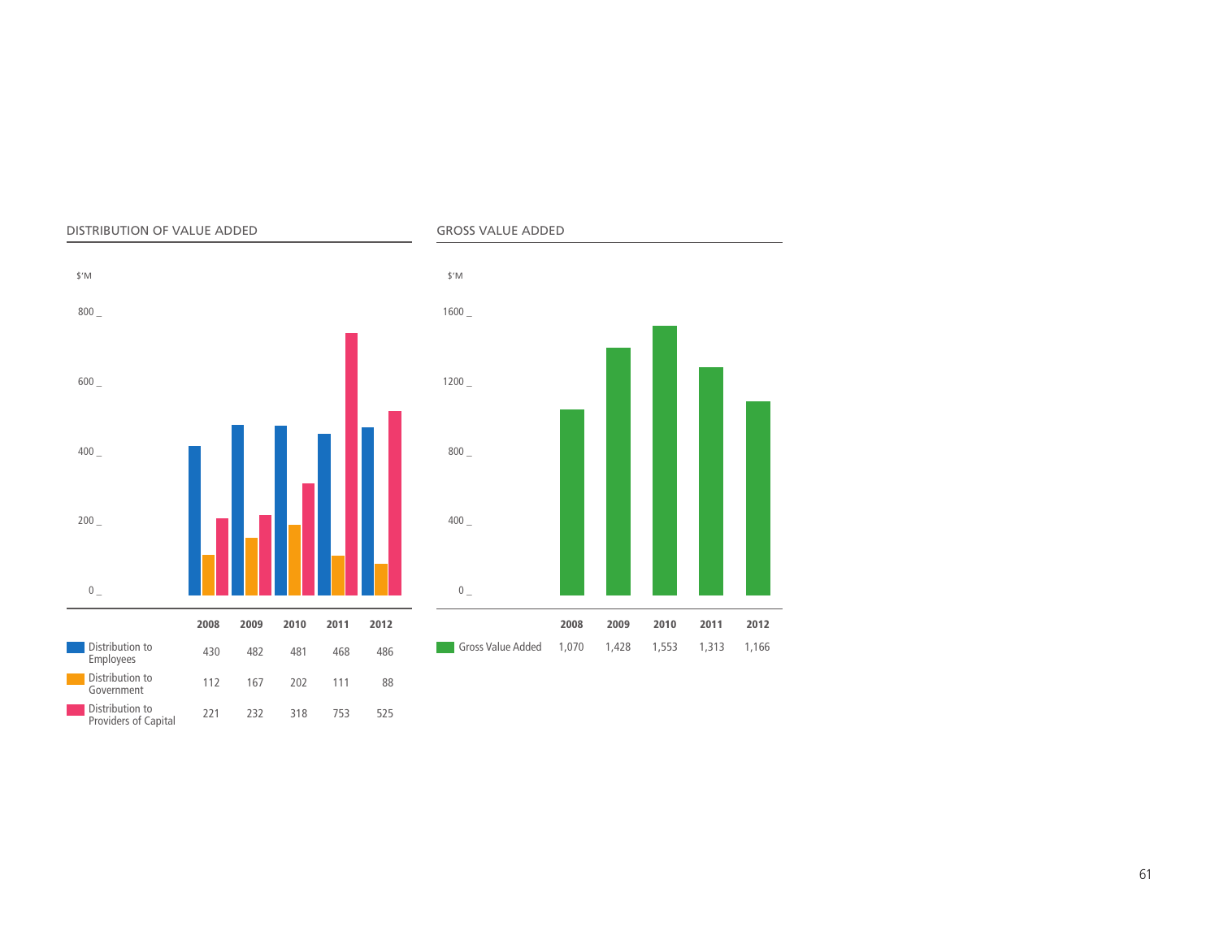## DISTRIBUTION OF VALUE ADDED

$'M

800 _

600 _

400 _

200 _

0 _

| | 2008 | 2009 | 2010 | 2011 | 2012 |
|---|---|---|---|---|---|
| Distribution to Employees | 430 | 482 | 481 | 468 | 486 |
| Distribution to Government | 112 | 167 | 202 | 111 | 88 |
| Distribution to Providers of Capital | 221 | 232 | 318 | 753 | 525 |

## GROSS VALUE ADDED

$'M

1600 _

1200 _

800 _

400 _

0 _

| | 2008 | 2009 | 2010 | 2011 | 2012 |
|---|---|---|---|---|---|
| Gross Value Added | 1,070 | 1,428 | 1,553 | 1,313 | 1,166 |